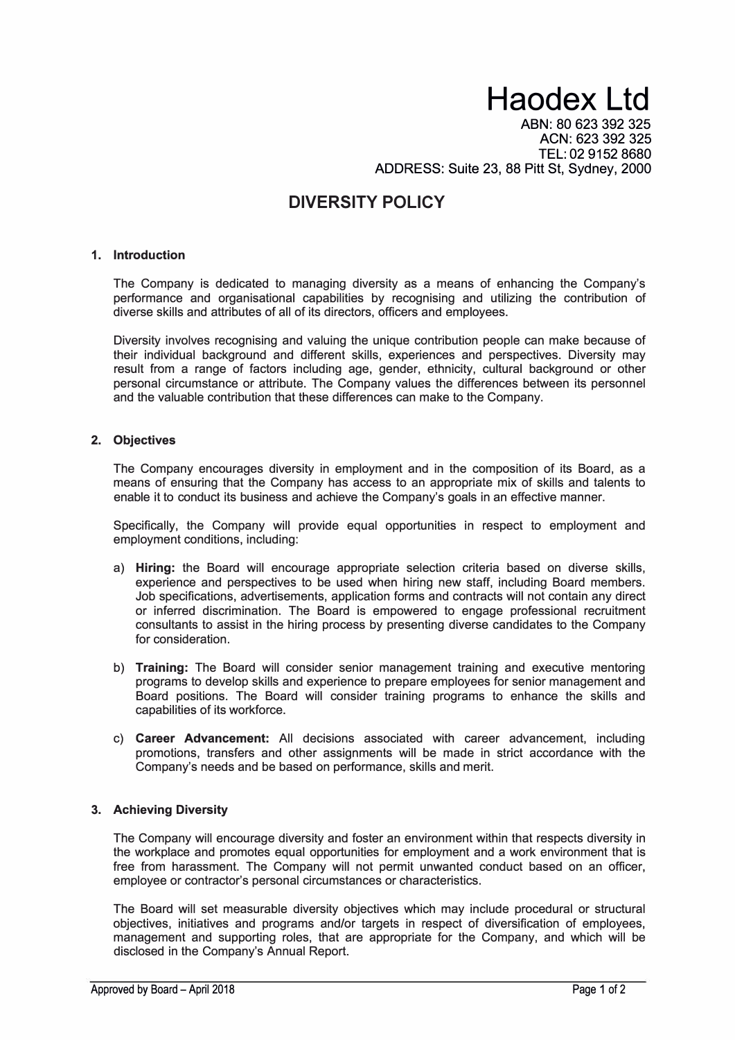# Haodex Ltd

ABN: 80 623 392 325
ACN: 623 392 325
TEL: 02 9152 8680
ADDRESS: Suite 23, 88 Pitt St, Sydney, 2000

## DIVERSITY POLICY

### 1. Introduction

The Company is dedicated to managing diversity as a means of enhancing the Company's performance and organisational capabilities by recognising and utilizing the contribution of diverse skills and attributes of all of its directors, officers and employees.

Diversity involves recognising and valuing the unique contribution people can make because of their individual background and different skills, experiences and perspectives. Diversity may result from a range of factors including age, gender, ethnicity, cultural background or other personal circumstance or attribute. The Company values the differences between its personnel and the valuable contribution that these differences can make to the Company.

### 2. Objectives

The Company encourages diversity in employment and in the composition of its Board, as a means of ensuring that the Company has access to an appropriate mix of skills and talents to enable it to conduct its business and achieve the Company's goals in an effective manner.

Specifically, the Company will provide equal opportunities in respect to employment and employment conditions, including:

a) **Hiring:** the Board will encourage appropriate selection criteria based on diverse skills, experience and perspectives to be used when hiring new staff, including Board members. Job specifications, advertisements, application forms and contracts will not contain any direct or inferred discrimination. The Board is empowered to engage professional recruitment consultants to assist in the hiring process by presenting diverse candidates to the Company for consideration.

b) **Training:** The Board will consider senior management training and executive mentoring programs to develop skills and experience to prepare employees for senior management and Board positions. The Board will consider training programs to enhance the skills and capabilities of its workforce.

c) **Career Advancement:** All decisions associated with career advancement, including promotions, transfers and other assignments will be made in strict accordance with the Company's needs and be based on performance, skills and merit.

### 3. Achieving Diversity

The Company will encourage diversity and foster an environment within that respects diversity in the workplace and promotes equal opportunities for employment and a work environment that is free from harassment. The Company will not permit unwanted conduct based on an officer, employee or contractor's personal circumstances or characteristics.

The Board will set measurable diversity objectives which may include procedural or structural objectives, initiatives and programs and/or targets in respect of diversification of employees, management and supporting roles, that are appropriate for the Company, and which will be disclosed in the Company's Annual Report.

Approved by Board – April 2018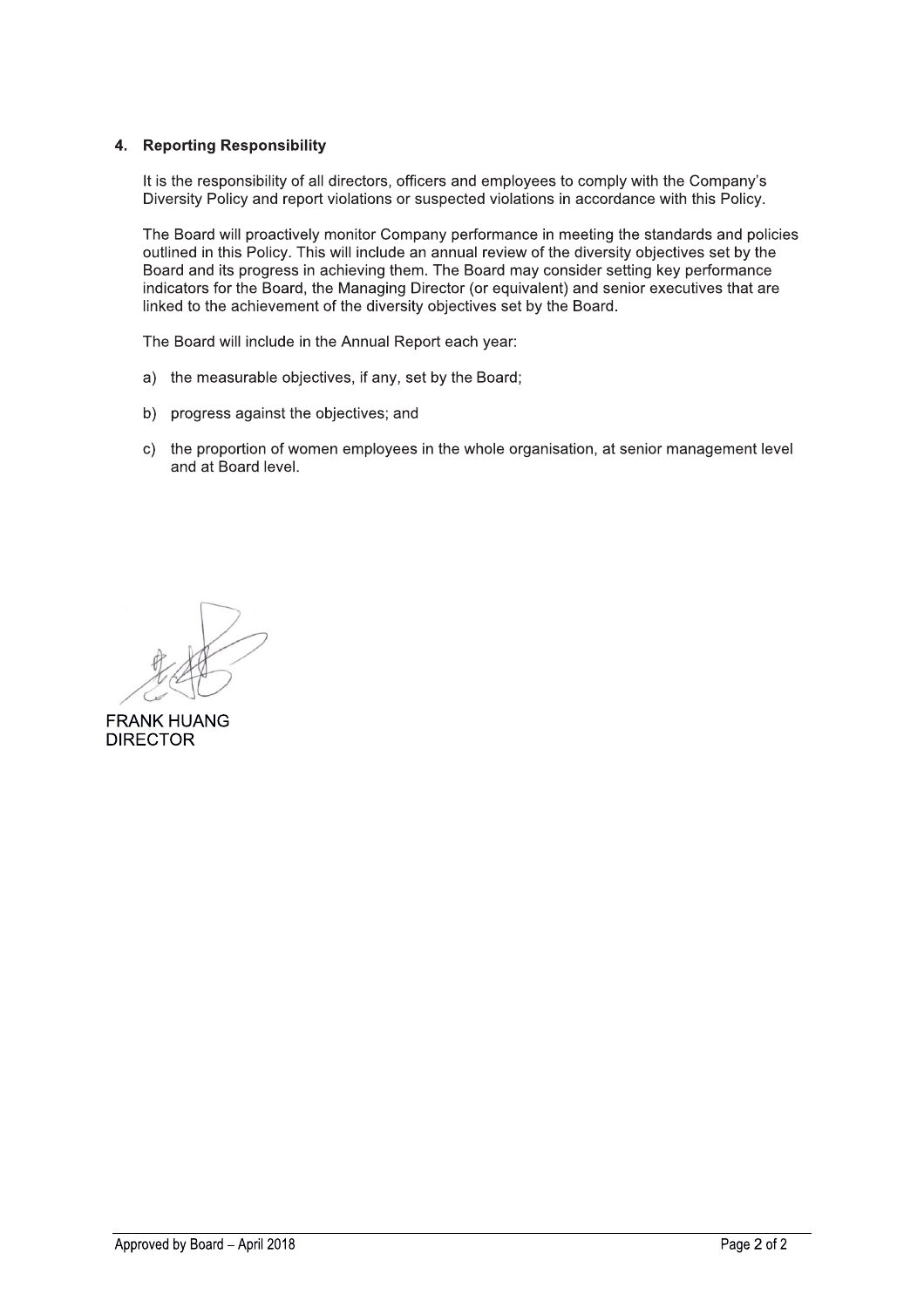## 4. Reporting Responsibility

It is the responsibility of all directors, officers and employees to comply with the Company's Diversity Policy and report violations or suspected violations in accordance with this Policy.

The Board will proactively monitor Company performance in meeting the standards and policies outlined in this Policy. This will include an annual review of the diversity objectives set by the Board and its progress in achieving them. The Board may consider setting key performance indicators for the Board, the Managing Director (or equivalent) and senior executives that are linked to the achievement of the diversity objectives set by the Board.

The Board will include in the Annual Report each year:

a) the measurable objectives, if any, set by the Board;

b) progress against the objectives; and

c) the proportion of women employees in the whole organisation, at senior management level and at Board level.

FRANK HUANG
DIRECTOR

Approved by Board – April 2018